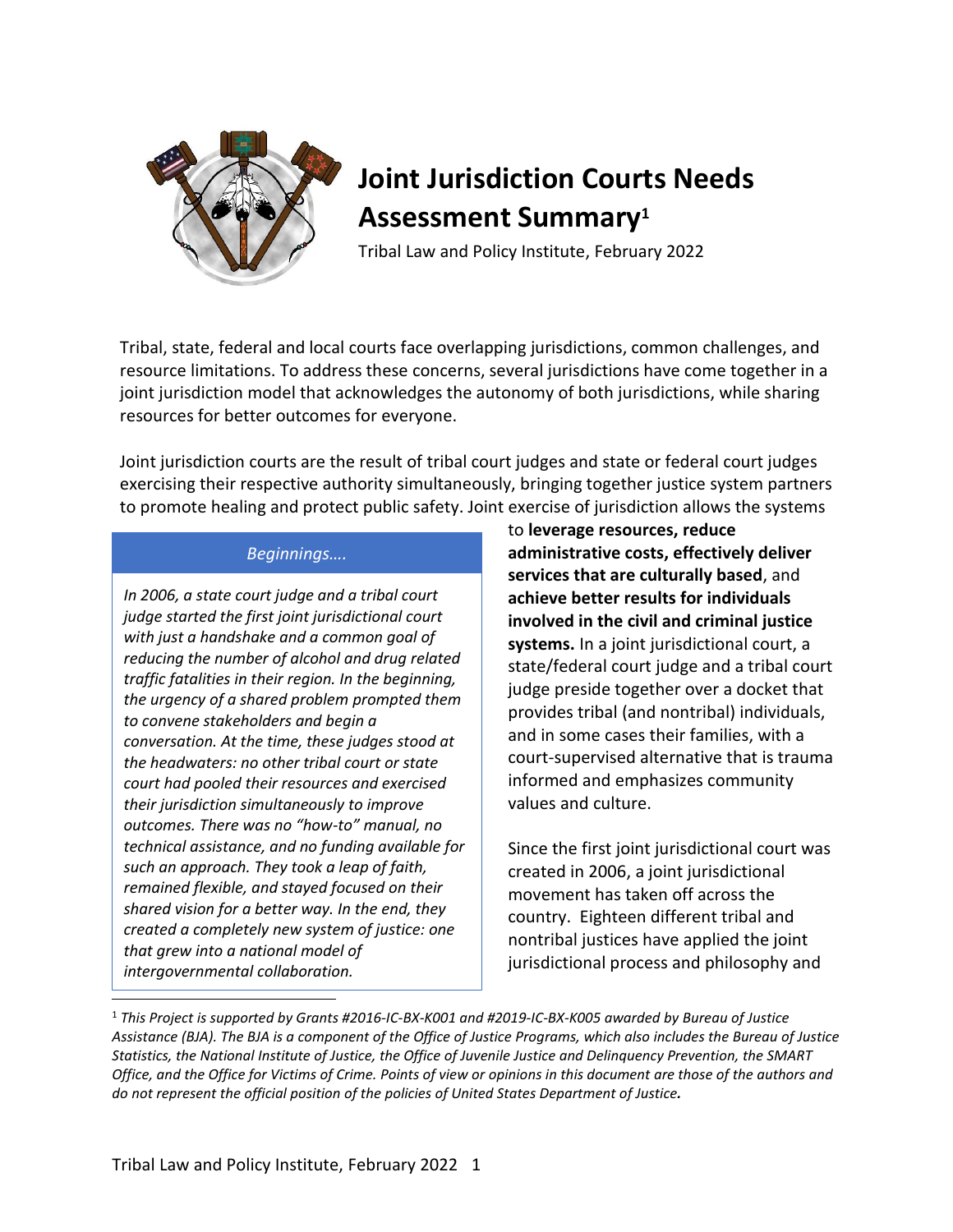# Joint Jurisdiction Courts Needs Assessment Summary[1]

Tribal Law and Policy Institute, February 2022

Tribal, state, federal and local courts face overlapping jurisdictions, common challenges, and resource limitations. To address these concerns, several jurisdictions have come together in a joint jurisdiction model that acknowledges the autonomy of both jurisdictions, while sharing resources for better outcomes for everyone.

Joint jurisdiction courts are the result of tribal court judges and state or federal court judges exercising their respective authority simultaneously, bringing together justice system partners to promote healing and protect public safety. Joint exercise of jurisdiction allows the systems to **leverage resources, reduce administrative costs, effectively deliver services that are culturally based**, and **achieve better results for individuals involved in the civil and criminal justice systems.** In a joint jurisdictional court, a state/federal court judge and a tribal court judge preside together over a docket that provides tribal (and nontribal) individuals, and in some cases their families, with a court-supervised alternative that is trauma informed and emphasizes community values and culture.

> *Beginnings….*
>
> *In 2006, a state court judge and a tribal court judge started the first joint jurisdictional court with just a handshake and a common goal of reducing the number of alcohol and drug related traffic fatalities in their region. In the beginning, the urgency of a shared problem prompted them to convene stakeholders and begin a conversation. At the time, these judges stood at the headwaters: no other tribal court or state court had pooled their resources and exercised their jurisdiction simultaneously to improve outcomes. There was no "how-to" manual, no technical assistance, and no funding available for such an approach. They took a leap of faith, remained flexible, and stayed focused on their shared vision for a better way. In the end, they created a completely new system of justice: one that grew into a national model of intergovernmental collaboration.*

Since the first joint jurisdictional court was created in 2006, a joint jurisdictional movement has taken off across the country. Eighteen different tribal and nontribal justices have applied the joint jurisdictional process and philosophy and

---

[1] *This Project is supported by Grants #2016-IC-BX-K001 and #2019-IC-BX-K005 awarded by Bureau of Justice Assistance (BJA). The BJA is a component of the Office of Justice Programs, which also includes the Bureau of Justice Statistics, the National Institute of Justice, the Office of Juvenile Justice and Delinquency Prevention, the SMART Office, and the Office for Victims of Crime. Points of view or opinions in this document are those of the authors and do not represent the official position of the policies of United States Department of Justice.*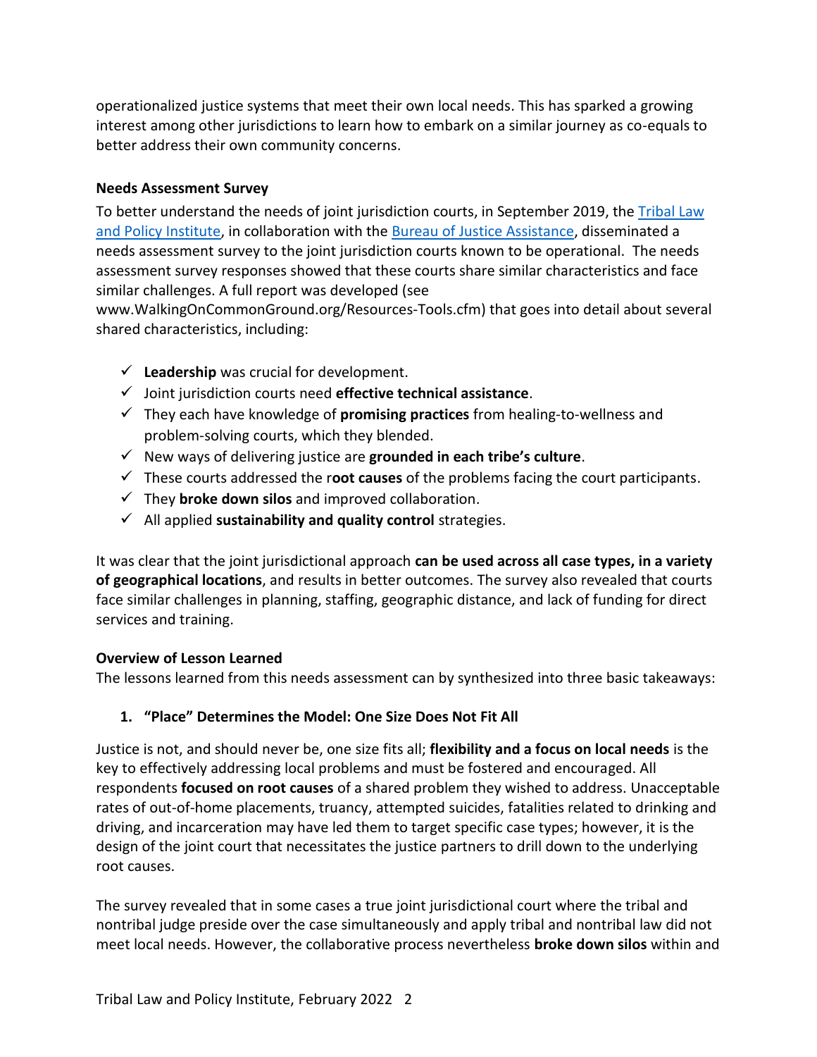operationalized justice systems that meet their own local needs. This has sparked a growing interest among other jurisdictions to learn how to embark on a similar journey as co-equals to better address their own community concerns.

**Needs Assessment Survey**

To better understand the needs of joint jurisdiction courts, in September 2019, the Tribal Law and Policy Institute, in collaboration with the Bureau of Justice Assistance, disseminated a needs assessment survey to the joint jurisdiction courts known to be operational. The needs assessment survey responses showed that these courts share similar characteristics and face similar challenges. A full report was developed (see www.WalkingOnCommonGround.org/Resources-Tools.cfm) that goes into detail about several shared characteristics, including:

- ✓ **Leadership** was crucial for development.
- ✓ Joint jurisdiction courts need **effective technical assistance**.
- ✓ They each have knowledge of **promising practices** from healing-to-wellness and problem-solving courts, which they blended.
- ✓ New ways of delivering justice are **grounded in each tribe's culture**.
- ✓ These courts addressed the r**oot causes** of the problems facing the court participants.
- ✓ They **broke down silos** and improved collaboration.
- ✓ All applied **sustainability and quality control** strategies.

It was clear that the joint jurisdictional approach **can be used across all case types, in a variety of geographical locations**, and results in better outcomes. The survey also revealed that courts face similar challenges in planning, staffing, geographic distance, and lack of funding for direct services and training.

**Overview of Lesson Learned**

The lessons learned from this needs assessment can by synthesized into three basic takeaways:

1. **"Place" Determines the Model: One Size Does Not Fit All**

Justice is not, and should never be, one size fits all; **flexibility and a focus on local needs** is the key to effectively addressing local problems and must be fostered and encouraged. All respondents **focused on root causes** of a shared problem they wished to address. Unacceptable rates of out-of-home placements, truancy, attempted suicides, fatalities related to drinking and driving, and incarceration may have led them to target specific case types; however, it is the design of the joint court that necessitates the justice partners to drill down to the underlying root causes.

The survey revealed that in some cases a true joint jurisdictional court where the tribal and nontribal judge preside over the case simultaneously and apply tribal and nontribal law did not meet local needs. However, the collaborative process nevertheless **broke down silos** within and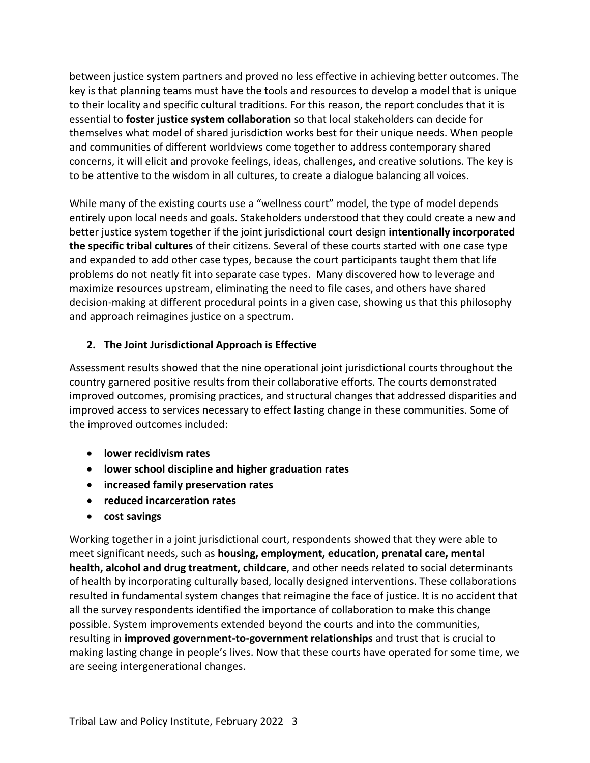between justice system partners and proved no less effective in achieving better outcomes. The key is that planning teams must have the tools and resources to develop a model that is unique to their locality and specific cultural traditions. For this reason, the report concludes that it is essential to **foster justice system collaboration** so that local stakeholders can decide for themselves what model of shared jurisdiction works best for their unique needs. When people and communities of different worldviews come together to address contemporary shared concerns, it will elicit and provoke feelings, ideas, challenges, and creative solutions. The key is to be attentive to the wisdom in all cultures, to create a dialogue balancing all voices.

While many of the existing courts use a "wellness court" model, the type of model depends entirely upon local needs and goals. Stakeholders understood that they could create a new and better justice system together if the joint jurisdictional court design **intentionally incorporated the specific tribal cultures** of their citizens. Several of these courts started with one case type and expanded to add other case types, because the court participants taught them that life problems do not neatly fit into separate case types. Many discovered how to leverage and maximize resources upstream, eliminating the need to file cases, and others have shared decision-making at different procedural points in a given case, showing us that this philosophy and approach reimagines justice on a spectrum.

### 2. The Joint Jurisdictional Approach is Effective

Assessment results showed that the nine operational joint jurisdictional courts throughout the country garnered positive results from their collaborative efforts. The courts demonstrated improved outcomes, promising practices, and structural changes that addressed disparities and improved access to services necessary to effect lasting change in these communities. Some of the improved outcomes included:

- **lower recidivism rates**
- **lower school discipline and higher graduation rates**
- **increased family preservation rates**
- **reduced incarceration rates**
- **cost savings**

Working together in a joint jurisdictional court, respondents showed that they were able to meet significant needs, such as **housing, employment, education, prenatal care, mental health, alcohol and drug treatment, childcare**, and other needs related to social determinants of health by incorporating culturally based, locally designed interventions. These collaborations resulted in fundamental system changes that reimagine the face of justice. It is no accident that all the survey respondents identified the importance of collaboration to make this change possible. System improvements extended beyond the courts and into the communities, resulting in **improved government-to-government relationships** and trust that is crucial to making lasting change in people's lives. Now that these courts have operated for some time, we are seeing intergenerational changes.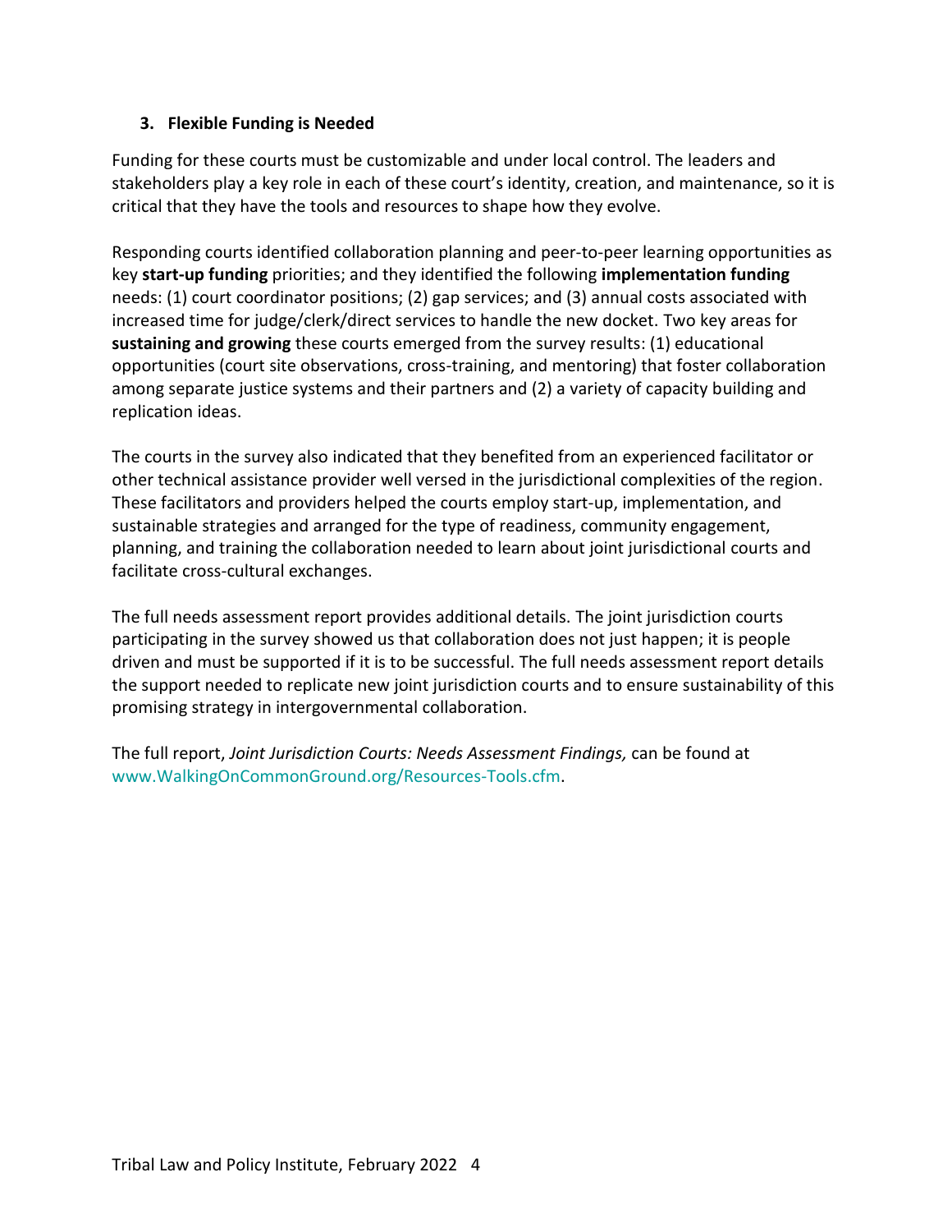### 3. Flexible Funding is Needed

Funding for these courts must be customizable and under local control. The leaders and stakeholders play a key role in each of these court's identity, creation, and maintenance, so it is critical that they have the tools and resources to shape how they evolve.

Responding courts identified collaboration planning and peer-to-peer learning opportunities as key **start-up funding** priorities; and they identified the following **implementation funding** needs: (1) court coordinator positions; (2) gap services; and (3) annual costs associated with increased time for judge/clerk/direct services to handle the new docket. Two key areas for **sustaining and growing** these courts emerged from the survey results: (1) educational opportunities (court site observations, cross-training, and mentoring) that foster collaboration among separate justice systems and their partners and (2) a variety of capacity building and replication ideas.

The courts in the survey also indicated that they benefited from an experienced facilitator or other technical assistance provider well versed in the jurisdictional complexities of the region. These facilitators and providers helped the courts employ start-up, implementation, and sustainable strategies and arranged for the type of readiness, community engagement, planning, and training the collaboration needed to learn about joint jurisdictional courts and facilitate cross-cultural exchanges.

The full needs assessment report provides additional details. The joint jurisdiction courts participating in the survey showed us that collaboration does not just happen; it is people driven and must be supported if it is to be successful. The full needs assessment report details the support needed to replicate new joint jurisdiction courts and to ensure sustainability of this promising strategy in intergovernmental collaboration.

The full report, *Joint Jurisdiction Courts: Needs Assessment Findings,* can be found at www.WalkingOnCommonGround.org/Resources-Tools.cfm.